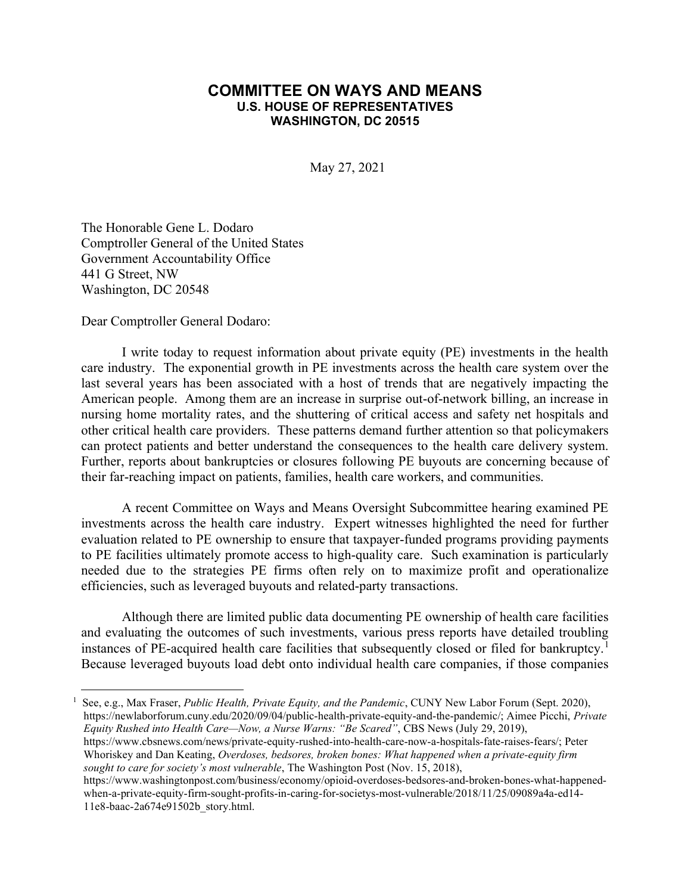# COMMITTEE ON WAYS AND MEANS
## U.S. HOUSE OF REPRESENTATIVES
## WASHINGTON, DC 20515

May 27, 2021

The Honorable Gene L. Dodaro
Comptroller General of the United States
Government Accountability Office
441 G Street, NW
Washington, DC 20548

Dear Comptroller General Dodaro:

I write today to request information about private equity (PE) investments in the health care industry. The exponential growth in PE investments across the health care system over the last several years has been associated with a host of trends that are negatively impacting the American people. Among them are an increase in surprise out-of-network billing, an increase in nursing home mortality rates, and the shuttering of critical access and safety net hospitals and other critical health care providers. These patterns demand further attention so that policymakers can protect patients and better understand the consequences to the health care delivery system. Further, reports about bankruptcies or closures following PE buyouts are concerning because of their far-reaching impact on patients, families, health care workers, and communities.

A recent Committee on Ways and Means Oversight Subcommittee hearing examined PE investments across the health care industry. Expert witnesses highlighted the need for further evaluation related to PE ownership to ensure that taxpayer-funded programs providing payments to PE facilities ultimately promote access to high-quality care. Such examination is particularly needed due to the strategies PE firms often rely on to maximize profit and operationalize efficiencies, such as leveraged buyouts and related-party transactions.

Although there are limited public data documenting PE ownership of health care facilities and evaluating the outcomes of such investments, various press reports have detailed troubling instances of PE-acquired health care facilities that subsequently closed or filed for bankruptcy.[1] Because leveraged buyouts load debt onto individual health care companies, if those companies

---

[1] See, e.g., Max Fraser, *Public Health, Private Equity, and the Pandemic*, CUNY New Labor Forum (Sept. 2020), https://newlaborforum.cuny.edu/2020/09/04/public-health-private-equity-and-the-pandemic/; Aimee Picchi, *Private Equity Rushed into Health Care—Now, a Nurse Warns: "Be Scared"*, CBS News (July 29, 2019), https://www.cbsnews.com/news/private-equity-rushed-into-health-care-now-a-hospitals-fate-raises-fears/; Peter Whoriskey and Dan Keating, *Overdoses, bedsores, broken bones: What happened when a private-equity firm sought to care for society's most vulnerable*, The Washington Post (Nov. 15, 2018), https://www.washingtonpost.com/business/economy/opioid-overdoses-bedsores-and-broken-bones-what-happened-when-a-private-equity-firm-sought-profits-in-caring-for-societys-most-vulnerable/2018/11/25/09089a4a-ed14-11e8-baac-2a674e91502b_story.html.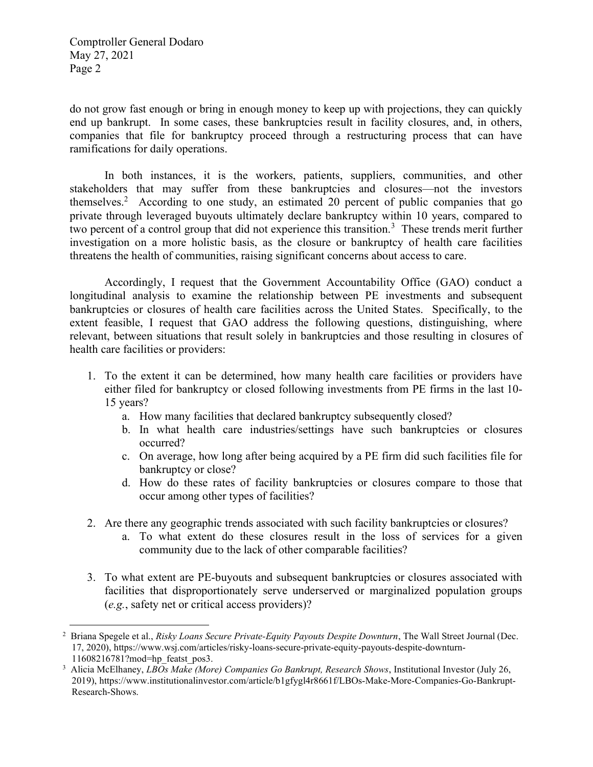do not grow fast enough or bring in enough money to keep up with projections, they can quickly end up bankrupt. In some cases, these bankruptcies result in facility closures, and, in others, companies that file for bankruptcy proceed through a restructuring process that can have ramifications for daily operations.

In both instances, it is the workers, patients, suppliers, communities, and other stakeholders that may suffer from these bankruptcies and closures—not the investors themselves.[2] According to one study, an estimated 20 percent of public companies that go private through leveraged buyouts ultimately declare bankruptcy within 10 years, compared to two percent of a control group that did not experience this transition.[3] These trends merit further investigation on a more holistic basis, as the closure or bankruptcy of health care facilities threatens the health of communities, raising significant concerns about access to care.

Accordingly, I request that the Government Accountability Office (GAO) conduct a longitudinal analysis to examine the relationship between PE investments and subsequent bankruptcies or closures of health care facilities across the United States. Specifically, to the extent feasible, I request that GAO address the following questions, distinguishing, where relevant, between situations that result solely in bankruptcies and those resulting in closures of health care facilities or providers:

1. To the extent it can be determined, how many health care facilities or providers have either filed for bankruptcy or closed following investments from PE firms in the last 10-15 years?
    a. How many facilities that declared bankruptcy subsequently closed?
    b. In what health care industries/settings have such bankruptcies or closures occurred?
    c. On average, how long after being acquired by a PE firm did such facilities file for bankruptcy or close?
    d. How do these rates of facility bankruptcies or closures compare to those that occur among other types of facilities?

2. Are there any geographic trends associated with such facility bankruptcies or closures?
    a. To what extent do these closures result in the loss of services for a given community due to the lack of other comparable facilities?

3. To what extent are PE-buyouts and subsequent bankruptcies or closures associated with facilities that disproportionately serve underserved or marginalized population groups (*e.g.*, safety net or critical access providers)?

---

[2] Briana Spegele et al., *Risky Loans Secure Private-Equity Payouts Despite Downturn*, The Wall Street Journal (Dec. 17, 2020), https://www.wsj.com/articles/risky-loans-secure-private-equity-payouts-despite-downturn-11608216781?mod=hp_featst_pos3.

[3] Alicia McElhaney, *LBOs Make (More) Companies Go Bankrupt, Research Shows*, Institutional Investor (July 26, 2019), https://www.institutionalinvestor.com/article/b1gfygl4r8661f/LBOs-Make-More-Companies-Go-Bankrupt-Research-Shows.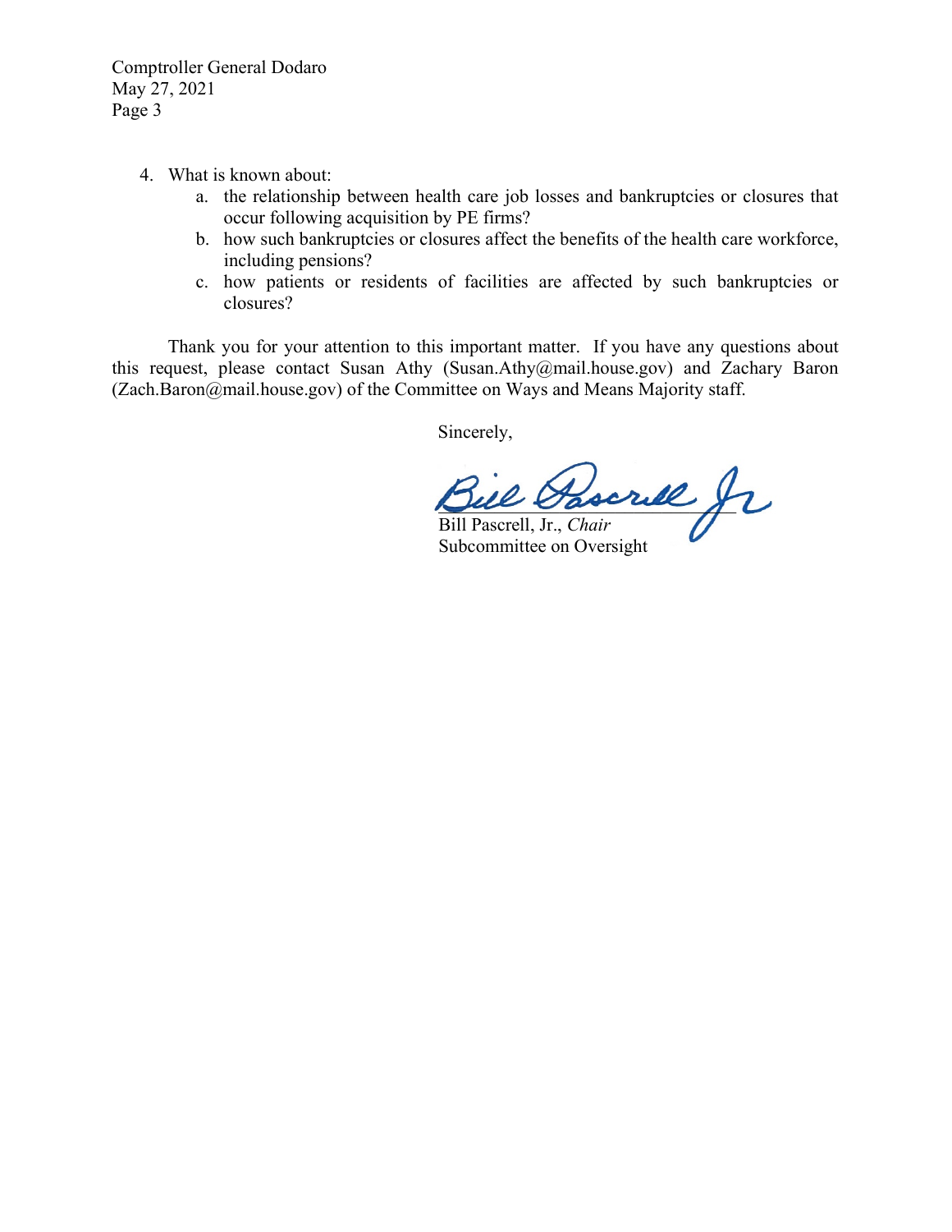4. What is known about:
   a. the relationship between health care job losses and bankruptcies or closures that occur following acquisition by PE firms?
   b. how such bankruptcies or closures affect the benefits of the health care workforce, including pensions?
   c. how patients or residents of facilities are affected by such bankruptcies or closures?

Thank you for your attention to this important matter. If you have any questions about this request, please contact Susan Athy (Susan.Athy@mail.house.gov) and Zachary Baron (Zach.Baron@mail.house.gov) of the Committee on Ways and Means Majority staff.

Sincerely,

Bill Pascrell, Jr., *Chair*
Subcommittee on Oversight